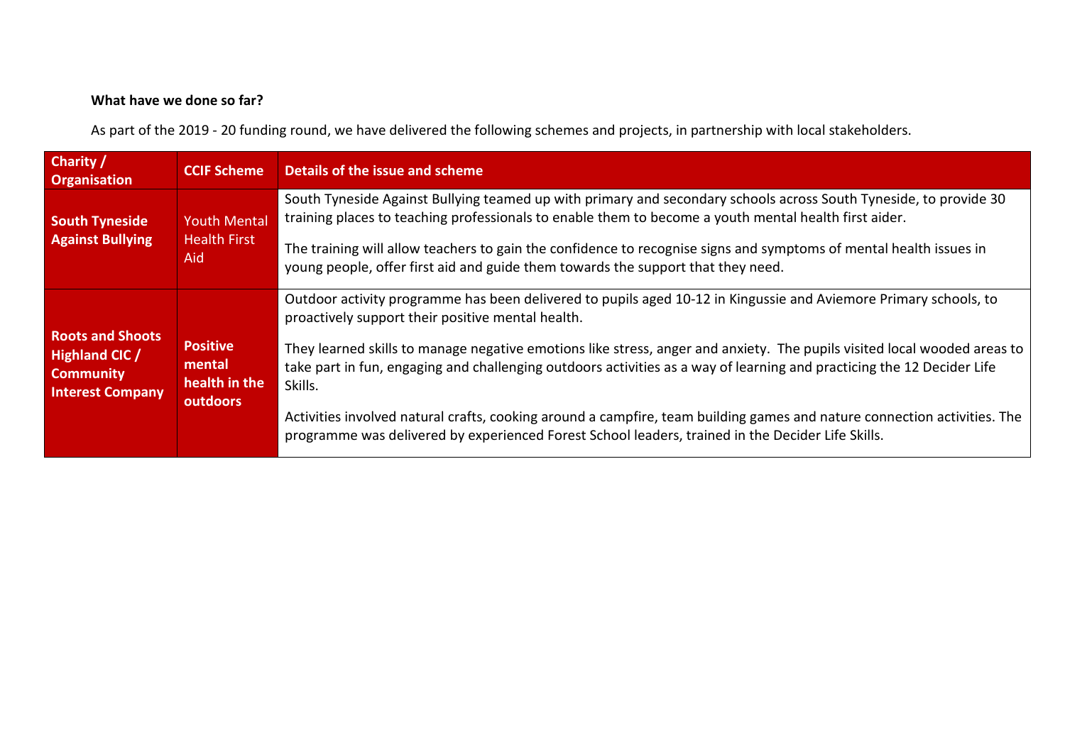**What have we done so far?**

As part of the 2019 - 20 funding round, we have delivered the following schemes and projects, in partnership with local stakeholders.

| Charity / Organisation | CCIF Scheme | Details of the issue and scheme |
|---|---|---|
| **South Tyneside Against Bullying** | Youth Mental Health First Aid | South Tyneside Against Bullying teamed up with primary and secondary schools across South Tyneside, to provide 30 training places to teaching professionals to enable them to become a youth mental health first aider.<br><br>The training will allow teachers to gain the confidence to recognise signs and symptoms of mental health issues in young people, offer first aid and guide them towards the support that they need. |
| **Roots and Shoots Highland CIC / Community Interest Company** | **Positive mental health in the outdoors** | Outdoor activity programme has been delivered to pupils aged 10-12 in Kingussie and Aviemore Primary schools, to proactively support their positive mental health.<br><br>They learned skills to manage negative emotions like stress, anger and anxiety. The pupils visited local wooded areas to take part in fun, engaging and challenging outdoors activities as a way of learning and practicing the 12 Decider Life Skills.<br><br>Activities involved natural crafts, cooking around a campfire, team building games and nature connection activities. The programme was delivered by experienced Forest School leaders, trained in the Decider Life Skills. |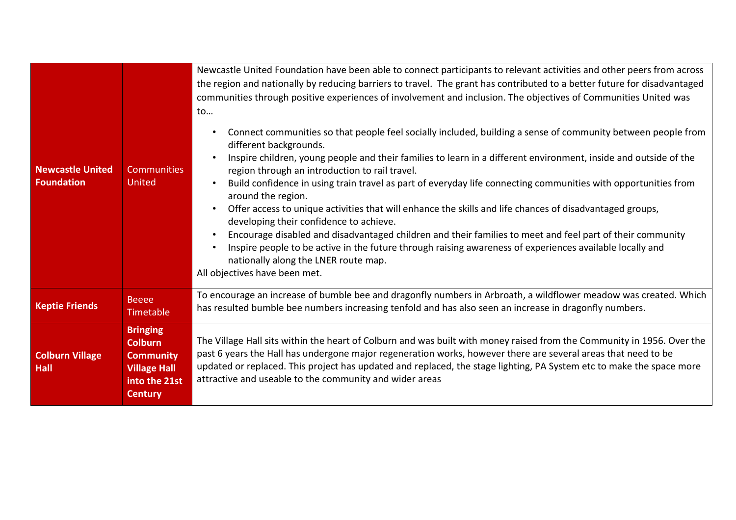| | | |
|---|---|---|
| **Newcastle United Foundation** | Communities United | Newcastle United Foundation have been able to connect participants to relevant activities and other peers from across the region and nationally by reducing barriers to travel. The grant has contributed to a better future for disadvantaged communities through positive experiences of involvement and inclusion. The objectives of Communities United was to…<br><br>• Connect communities so that people feel socially included, building a sense of community between people from different backgrounds.<br>• Inspire children, young people and their families to learn in a different environment, inside and outside of the region through an introduction to rail travel.<br>• Build confidence in using train travel as part of everyday life connecting communities with opportunities from around the region.<br>• Offer access to unique activities that will enhance the skills and life chances of disadvantaged groups, developing their confidence to achieve.<br>• Encourage disabled and disadvantaged children and their families to meet and feel part of their community<br>• Inspire people to be active in the future through raising awareness of experiences available locally and nationally along the LNER route map.<br><br>All objectives have been met. |
| **Keptie Friends** | Beeee Timetable | To encourage an increase of bumble bee and dragonfly numbers in Arbroath, a wildflower meadow was created. Which has resulted bumble bee numbers increasing tenfold and has also seen an increase in dragonfly numbers. |
| **Colburn Village Hall** | **Bringing Colburn Community Village Hall into the 21st Century** | The Village Hall sits within the heart of Colburn and was built with money raised from the Community in 1956. Over the past 6 years the Hall has undergone major regeneration works, however there are several areas that need to be updated or replaced. This project has updated and replaced, the stage lighting, PA System etc to make the space more attractive and useable to the community and wider areas |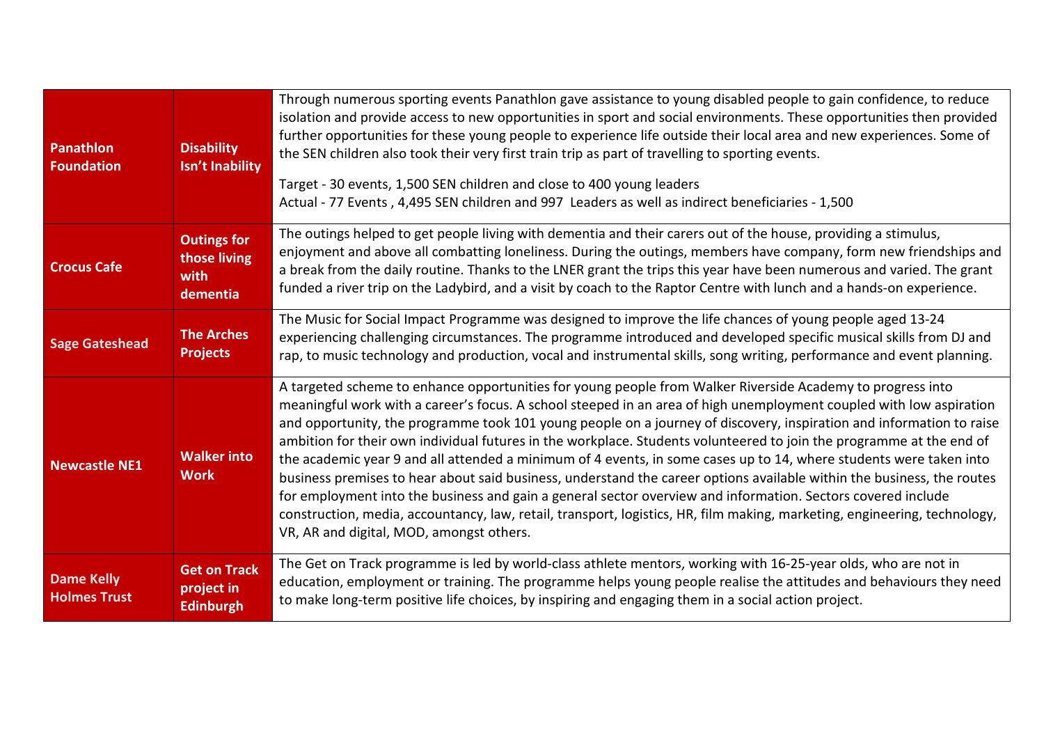| | | |
|---|---|---|
| **Panathlon Foundation** | **Disability Isn't Inability** | Through numerous sporting events Panathlon gave assistance to young disabled people to gain confidence, to reduce isolation and provide access to new opportunities in sport and social environments. These opportunities then provided further opportunities for these young people to experience life outside their local area and new experiences. Some of the SEN children also took their very first train trip as part of travelling to sporting events.<br><br>Target - 30 events, 1,500 SEN children and close to 400 young leaders<br>Actual - 77 Events , 4,495 SEN children and 997 Leaders as well as indirect beneficiaries - 1,500 |
| **Crocus Cafe** | **Outings for those living with dementia** | The outings helped to get people living with dementia and their carers out of the house, providing a stimulus, enjoyment and above all combatting loneliness. During the outings, members have company, form new friendships and a break from the daily routine. Thanks to the LNER grant the trips this year have been numerous and varied. The grant funded a river trip on the Ladybird, and a visit by coach to the Raptor Centre with lunch and a hands-on experience. |
| **Sage Gateshead** | **The Arches Projects** | The Music for Social Impact Programme was designed to improve the life chances of young people aged 13-24 experiencing challenging circumstances. The programme introduced and developed specific musical skills from DJ and rap, to music technology and production, vocal and instrumental skills, song writing, performance and event planning. |
| **Newcastle NE1** | **Walker into Work** | A targeted scheme to enhance opportunities for young people from Walker Riverside Academy to progress into meaningful work with a career's focus. A school steeped in an area of high unemployment coupled with low aspiration and opportunity, the programme took 101 young people on a journey of discovery, inspiration and information to raise ambition for their own individual futures in the workplace. Students volunteered to join the programme at the end of the academic year 9 and all attended a minimum of 4 events, in some cases up to 14, where students were taken into business premises to hear about said business, understand the career options available within the business, the routes for employment into the business and gain a general sector overview and information. Sectors covered include construction, media, accountancy, law, retail, transport, logistics, HR, film making, marketing, engineering, technology, VR, AR and digital, MOD, amongst others. |
| **Dame Kelly Holmes Trust** | **Get on Track project in Edinburgh** | The Get on Track programme is led by world-class athlete mentors, working with 16-25-year olds, who are not in education, employment or training. The programme helps young people realise the attitudes and behaviours they need to make long-term positive life choices, by inspiring and engaging them in a social action project. |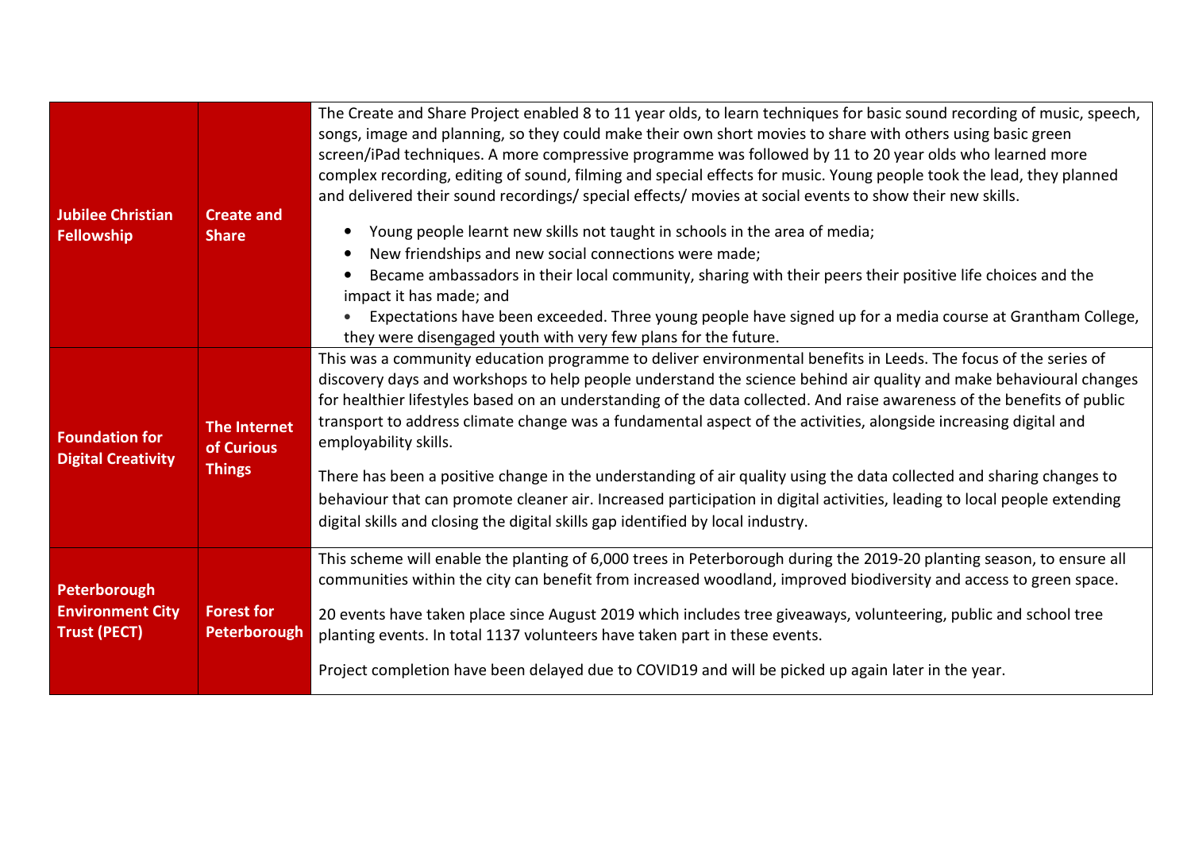| | | |
|---|---|---|
| **Jubilee Christian Fellowship** | **Create and Share** | The Create and Share Project enabled 8 to 11 year olds, to learn techniques for basic sound recording of music, speech, songs, image and planning, so they could make their own short movies to share with others using basic green screen/iPad techniques. A more compressive programme was followed by 11 to 20 year olds who learned more complex recording, editing of sound, filming and special effects for music. Young people took the lead, they planned and delivered their sound recordings/ special effects/ movies at social events to show their new skills.<br><br>• Young people learnt new skills not taught in schools in the area of media;<br>• New friendships and new social connections were made;<br>• Became ambassadors in their local community, sharing with their peers their positive life choices and the impact it has made; and<br>• Expectations have been exceeded. Three young people have signed up for a media course at Grantham College, they were disengaged youth with very few plans for the future. |
| **Foundation for Digital Creativity** | **The Internet of Curious Things** | This was a community education programme to deliver environmental benefits in Leeds. The focus of the series of discovery days and workshops to help people understand the science behind air quality and make behavioural changes for healthier lifestyles based on an understanding of the data collected. And raise awareness of the benefits of public transport to address climate change was a fundamental aspect of the activities, alongside increasing digital and employability skills.<br><br>There has been a positive change in the understanding of air quality using the data collected and sharing changes to behaviour that can promote cleaner air. Increased participation in digital activities, leading to local people extending digital skills and closing the digital skills gap identified by local industry. |
| **Peterborough Environment City Trust (PECT)** | **Forest for Peterborough** | This scheme will enable the planting of 6,000 trees in Peterborough during the 2019-20 planting season, to ensure all communities within the city can benefit from increased woodland, improved biodiversity and access to green space.<br><br>20 events have taken place since August 2019 which includes tree giveaways, volunteering, public and school tree planting events. In total 1137 volunteers have taken part in these events.<br><br>Project completion have been delayed due to COVID19 and will be picked up again later in the year. |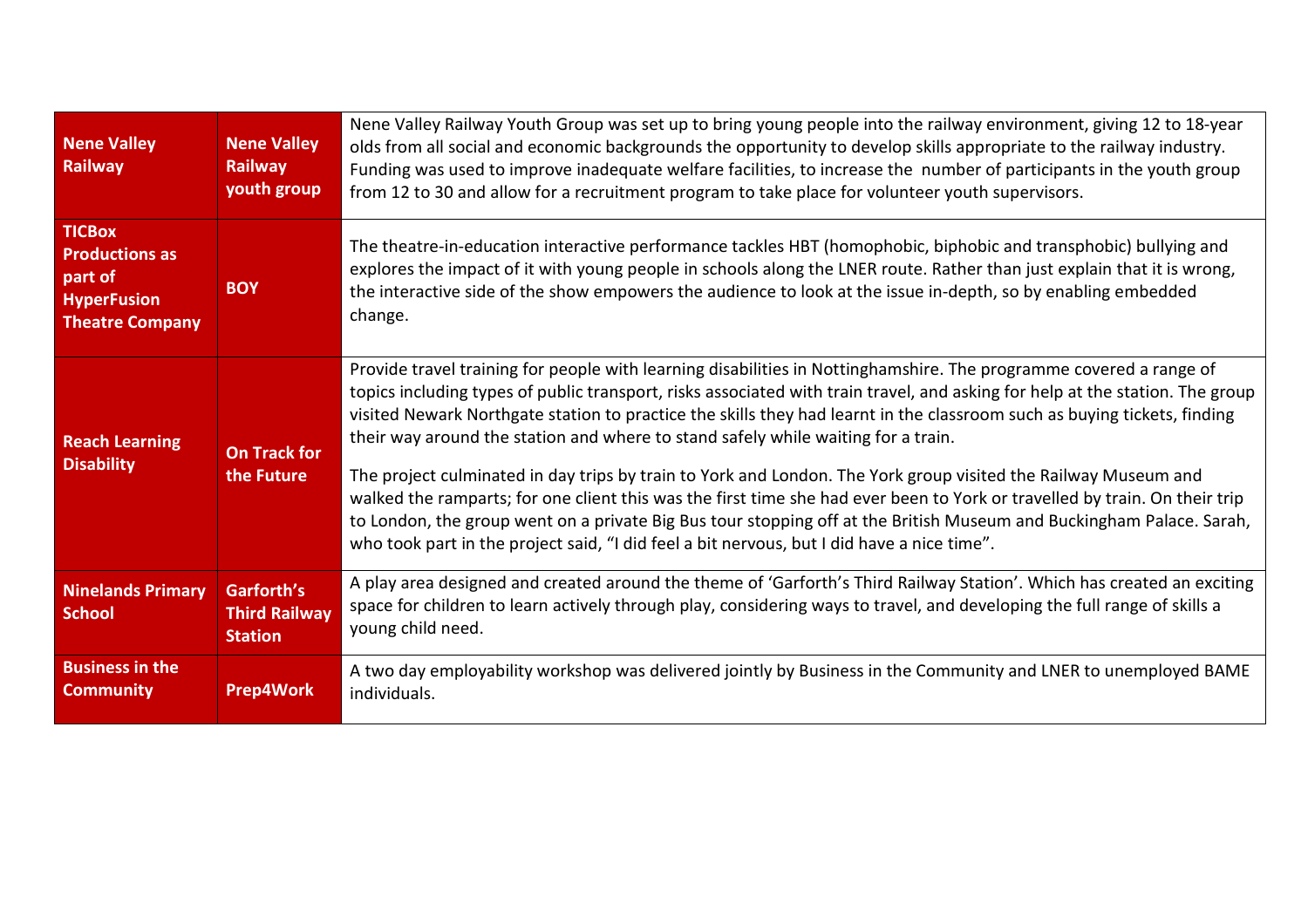| | | |
|---|---|---|
| **Nene Valley Railway** | **Nene Valley Railway youth group** | Nene Valley Railway Youth Group was set up to bring young people into the railway environment, giving 12 to 18-year olds from all social and economic backgrounds the opportunity to develop skills appropriate to the railway industry. Funding was used to improve inadequate welfare facilities, to increase the number of participants in the youth group from 12 to 30 and allow for a recruitment program to take place for volunteer youth supervisors. |
| **TICBox Productions as part of HyperFusion Theatre Company** | **BOY** | The theatre-in-education interactive performance tackles HBT (homophobic, biphobic and transphobic) bullying and explores the impact of it with young people in schools along the LNER route. Rather than just explain that it is wrong, the interactive side of the show empowers the audience to look at the issue in-depth, so by enabling embedded change. |
| **Reach Learning Disability** | **On Track for the Future** | Provide travel training for people with learning disabilities in Nottinghamshire. The programme covered a range of topics including types of public transport, risks associated with train travel, and asking for help at the station. The group visited Newark Northgate station to practice the skills they had learnt in the classroom such as buying tickets, finding their way around the station and where to stand safely while waiting for a train.<br><br>The project culminated in day trips by train to York and London. The York group visited the Railway Museum and walked the ramparts; for one client this was the first time she had ever been to York or travelled by train. On their trip to London, the group went on a private Big Bus tour stopping off at the British Museum and Buckingham Palace. Sarah, who took part in the project said, "I did feel a bit nervous, but I did have a nice time". |
| **Ninelands Primary School** | **Garforth's Third Railway Station** | A play area designed and created around the theme of 'Garforth's Third Railway Station'. Which has created an exciting space for children to learn actively through play, considering ways to travel, and developing the full range of skills a young child need. |
| **Business in the Community** | **Prep4Work** | A two day employability workshop was delivered jointly by Business in the Community and LNER to unemployed BAME individuals. |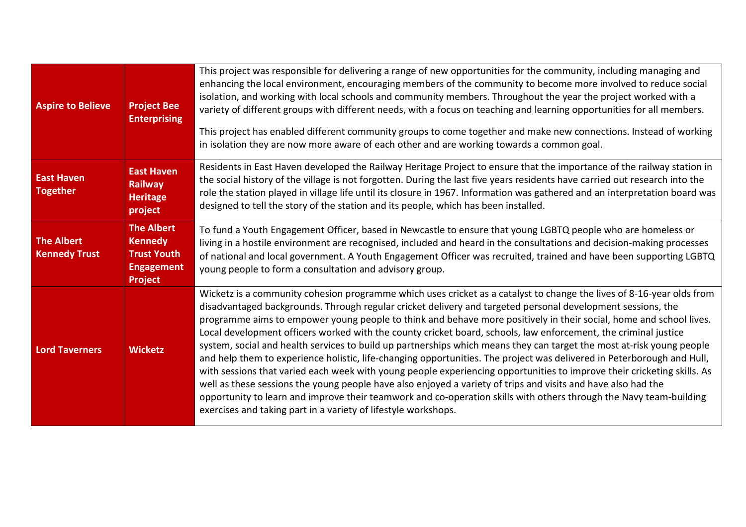| | | |
|---|---|---|
| **Aspire to Believe** | **Project Bee Enterprising** | This project was responsible for delivering a range of new opportunities for the community, including managing and enhancing the local environment, encouraging members of the community to become more involved to reduce social isolation, and working with local schools and community members. Throughout the year the project worked with a variety of different groups with different needs, with a focus on teaching and learning opportunities for all members.<br><br>This project has enabled different community groups to come together and make new connections. Instead of working in isolation they are now more aware of each other and are working towards a common goal. |
| **East Haven Together** | **East Haven Railway Heritage project** | Residents in East Haven developed the Railway Heritage Project to ensure that the importance of the railway station in the social history of the village is not forgotten. During the last five years residents have carried out research into the role the station played in village life until its closure in 1967. Information was gathered and an interpretation board was designed to tell the story of the station and its people, which has been installed. |
| **The Albert Kennedy Trust** | **The Albert Kennedy Trust Youth Engagement Project** | To fund a Youth Engagement Officer, based in Newcastle to ensure that young LGBTQ people who are homeless or living in a hostile environment are recognised, included and heard in the consultations and decision-making processes of national and local government. A Youth Engagement Officer was recruited, trained and have been supporting LGBTQ young people to form a consultation and advisory group. |
| **Lord Taverners** | **Wicketz** | Wicketz is a community cohesion programme which uses cricket as a catalyst to change the lives of 8-16-year olds from disadvantaged backgrounds. Through regular cricket delivery and targeted personal development sessions, the programme aims to empower young people to think and behave more positively in their social, home and school lives. Local development officers worked with the county cricket board, schools, law enforcement, the criminal justice system, social and health services to build up partnerships which means they can target the most at-risk young people and help them to experience holistic, life-changing opportunities. The project was delivered in Peterborough and Hull, with sessions that varied each week with young people experiencing opportunities to improve their cricketing skills. As well as these sessions the young people have also enjoyed a variety of trips and visits and have also had the opportunity to learn and improve their teamwork and co-operation skills with others through the Navy team-building exercises and taking part in a variety of lifestyle workshops. |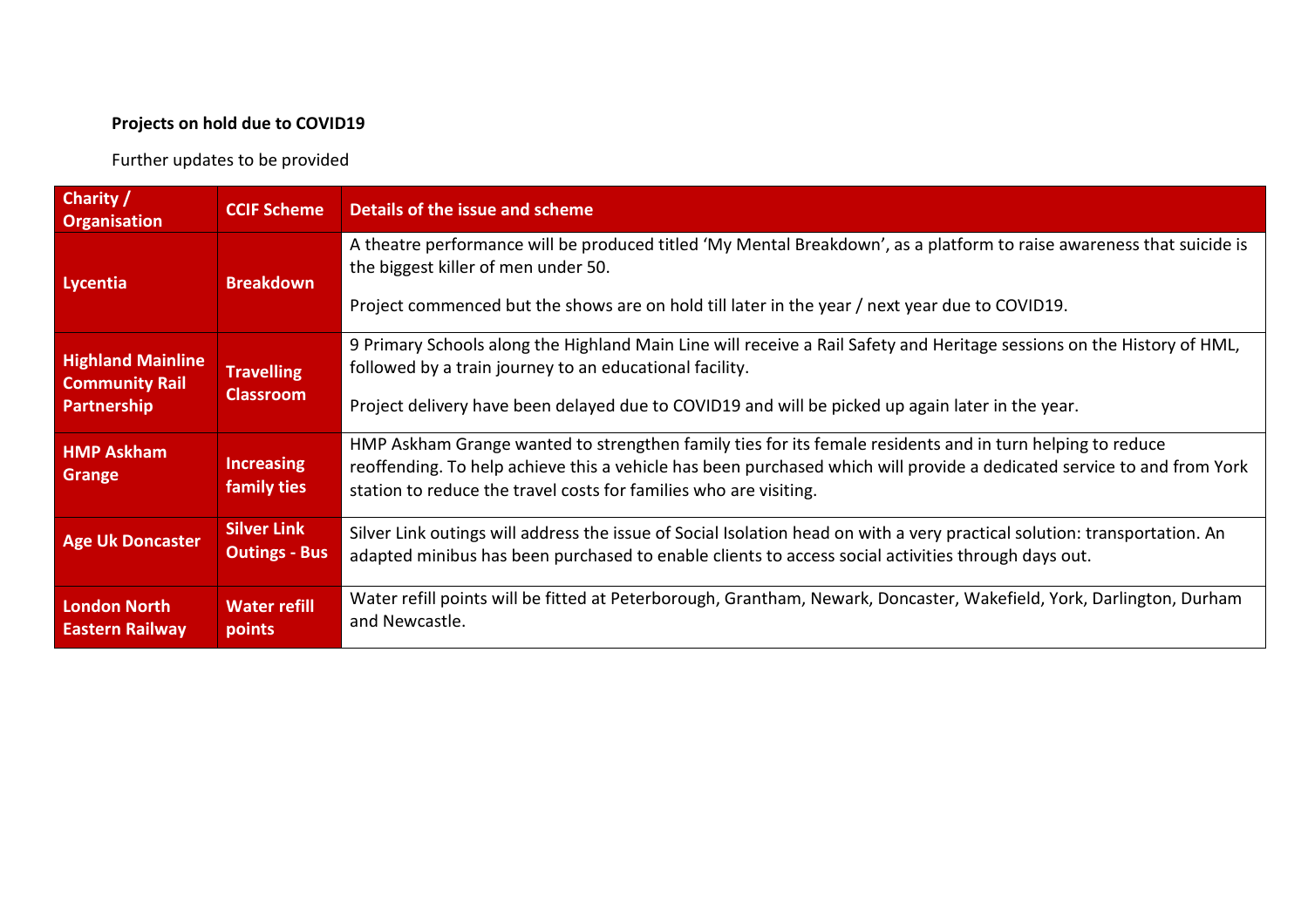**Projects on hold due to COVID19**

Further updates to be provided

| Charity / Organisation | CCIF Scheme | Details of the issue and scheme |
|---|---|---|
| **Lycentia** | **Breakdown** | A theatre performance will be produced titled 'My Mental Breakdown', as a platform to raise awareness that suicide is the biggest killer of men under 50.<br><br>Project commenced but the shows are on hold till later in the year / next year due to COVID19. |
| **Highland Mainline Community Rail Partnership** | **Travelling Classroom** | 9 Primary Schools along the Highland Main Line will receive a Rail Safety and Heritage sessions on the History of HML, followed by a train journey to an educational facility.<br><br>Project delivery have been delayed due to COVID19 and will be picked up again later in the year. |
| **HMP Askham Grange** | **Increasing family ties** | HMP Askham Grange wanted to strengthen family ties for its female residents and in turn helping to reduce reoffending. To help achieve this a vehicle has been purchased which will provide a dedicated service to and from York station to reduce the travel costs for families who are visiting. |
| **Age Uk Doncaster** | **Silver Link Outings - Bus** | Silver Link outings will address the issue of Social Isolation head on with a very practical solution: transportation. An adapted minibus has been purchased to enable clients to access social activities through days out. |
| **London North Eastern Railway** | **Water refill points** | Water refill points will be fitted at Peterborough, Grantham, Newark, Doncaster, Wakefield, York, Darlington, Durham and Newcastle. |